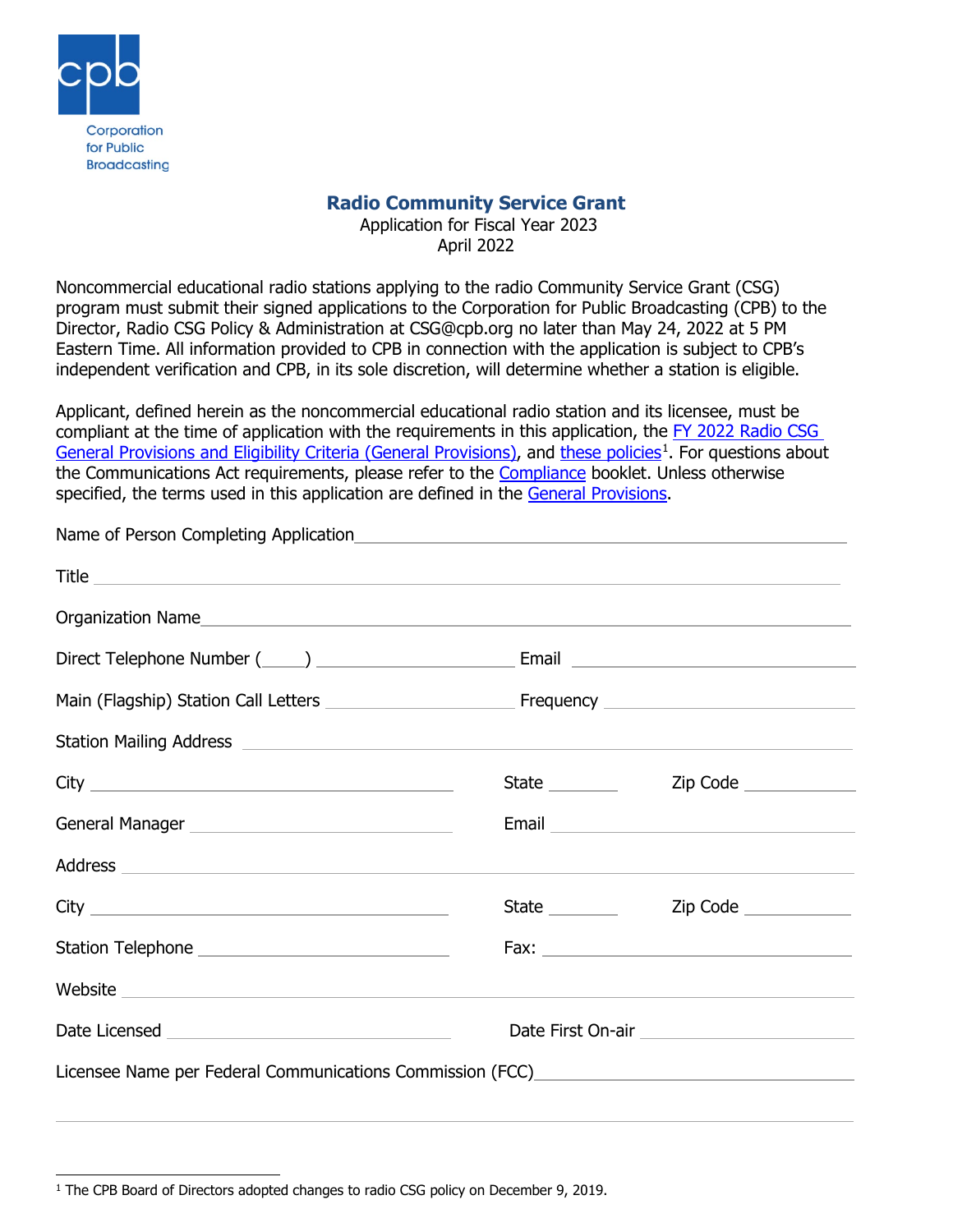Corporation for Public Broadcasting

# Radio Community Service Grant

Application for Fiscal Year 2023
April 2022

Noncommercial educational radio stations applying to the radio Community Service Grant (CSG) program must submit their signed applications to the Corporation for Public Broadcasting (CPB) to the Director, Radio CSG Policy & Administration at CSG@cpb.org no later than May 24, 2022 at 5 PM Eastern Time. All information provided to CPB in connection with the application is subject to CPB's independent verification and CPB, in its sole discretion, will determine whether a station is eligible.

Applicant, defined herein as the noncommercial educational radio station and its licensee, must be compliant at the time of application with the requirements in this application, the FY 2022 Radio CSG General Provisions and Eligibility Criteria (General Provisions), and these policies[1]. For questions about the Communications Act requirements, please refer to the Compliance booklet. Unless otherwise specified, the terms used in this application are defined in the General Provisions.

Name of Person Completing Application ______________________________

Title ______________________________

Organization Name ______________________________

Direct Telephone Number (____) ____________________ Email ____________________

Main (Flagship) Station Call Letters ____________________ Frequency ____________________

Station Mailing Address ______________________________

City ____________________ State ________ Zip Code ____________

General Manager ____________________ Email ____________________

Address ______________________________

City ____________________ State ________ Zip Code ____________

Station Telephone ____________________ Fax: ____________________

Website ______________________________

Date Licensed ____________________ Date First On-air ____________________

Licensee Name per Federal Communications Commission (FCC) ______________________________

______________________________

[1] The CPB Board of Directors adopted changes to radio CSG policy on December 9, 2019.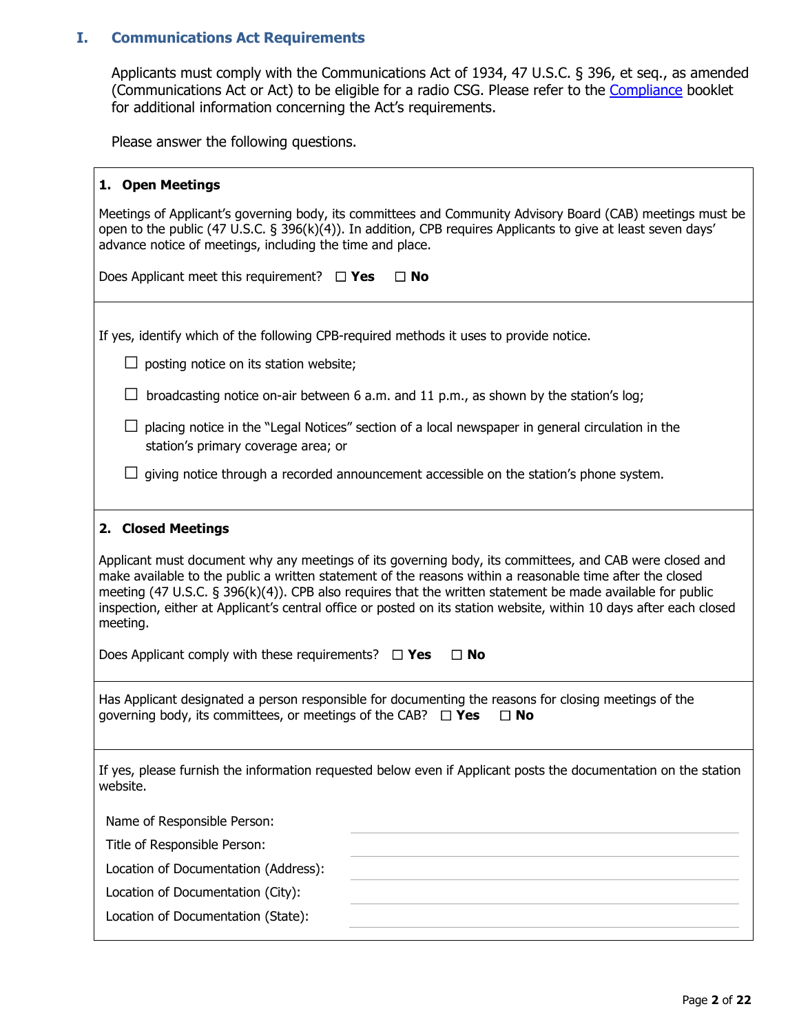## I. Communications Act Requirements

Applicants must comply with the Communications Act of 1934, 47 U.S.C. § 396, et seq., as amended (Communications Act or Act) to be eligible for a radio CSG. Please refer to the [Compliance]() booklet for additional information concerning the Act's requirements.

Please answer the following questions.

**1. Open Meetings**

Meetings of Applicant's governing body, its committees and Community Advisory Board (CAB) meetings must be open to the public (47 U.S.C. § 396(k)(4)). In addition, CPB requires Applicants to give at least seven days' advance notice of meetings, including the time and place.

Does Applicant meet this requirement? ☐ **Yes** ☐ **No**

If yes, identify which of the following CPB-required methods it uses to provide notice.

- ☐ posting notice on its station website;
- ☐ broadcasting notice on-air between 6 a.m. and 11 p.m., as shown by the station's log;
- ☐ placing notice in the "Legal Notices" section of a local newspaper in general circulation in the station's primary coverage area; or
- ☐ giving notice through a recorded announcement accessible on the station's phone system.

**2. Closed Meetings**

Applicant must document why any meetings of its governing body, its committees, and CAB were closed and make available to the public a written statement of the reasons within a reasonable time after the closed meeting (47 U.S.C. § 396(k)(4)). CPB also requires that the written statement be made available for public inspection, either at Applicant's central office or posted on its station website, within 10 days after each closed meeting.

Does Applicant comply with these requirements? ☐ **Yes** ☐ **No**

Has Applicant designated a person responsible for documenting the reasons for closing meetings of the governing body, its committees, or meetings of the CAB? ☐ **Yes** ☐ **No**

If yes, please furnish the information requested below even if Applicant posts the documentation on the station website.

| | |
|---|---|
| Name of Responsible Person: | |
| Title of Responsible Person: | |
| Location of Documentation (Address): | |
| Location of Documentation (City): | |
| Location of Documentation (State): | |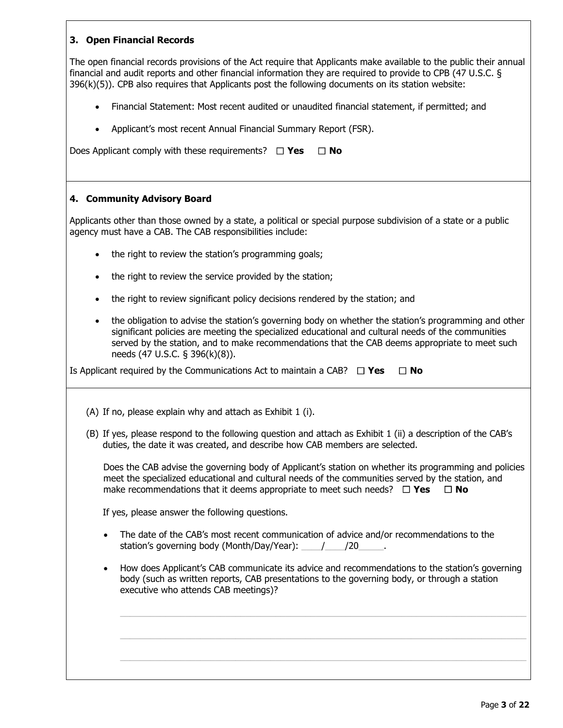### 3. Open Financial Records

The open financial records provisions of the Act require that Applicants make available to the public their annual financial and audit reports and other financial information they are required to provide to CPB (47 U.S.C. § 396(k)(5)). CPB also requires that Applicants post the following documents on its station website:

- Financial Statement: Most recent audited or unaudited financial statement, if permitted; and
- Applicant's most recent Annual Financial Summary Report (FSR).

Does Applicant comply with these requirements? ☐ **Yes** ☐ **No**

### 4. Community Advisory Board

Applicants other than those owned by a state, a political or special purpose subdivision of a state or a public agency must have a CAB. The CAB responsibilities include:

- the right to review the station's programming goals;
- the right to review the service provided by the station;
- the right to review significant policy decisions rendered by the station; and
- the obligation to advise the station's governing body on whether the station's programming and other significant policies are meeting the specialized educational and cultural needs of the communities served by the station, and to make recommendations that the CAB deems appropriate to meet such needs (47 U.S.C. § 396(k)(8)).

Is Applicant required by the Communications Act to maintain a CAB? ☐ **Yes** ☐ **No**

(A) If no, please explain why and attach as Exhibit 1 (i).

(B) If yes, please respond to the following question and attach as Exhibit 1 (ii) a description of the CAB's duties, the date it was created, and describe how CAB members are selected.

Does the CAB advise the governing body of Applicant's station on whether its programming and policies meet the specialized educational and cultural needs of the communities served by the station, and make recommendations that it deems appropriate to meet such needs? ☐ **Yes** ☐ **No**

If yes, please answer the following questions.

- The date of the CAB's most recent communication of advice and/or recommendations to the station's governing body (Month/Day/Year): ____/____/20_____.
- How does Applicant's CAB communicate its advice and recommendations to the station's governing body (such as written reports, CAB presentations to the governing body, or through a station executive who attends CAB meetings)?

___________________________________________________________________________

___________________________________________________________________________

___________________________________________________________________________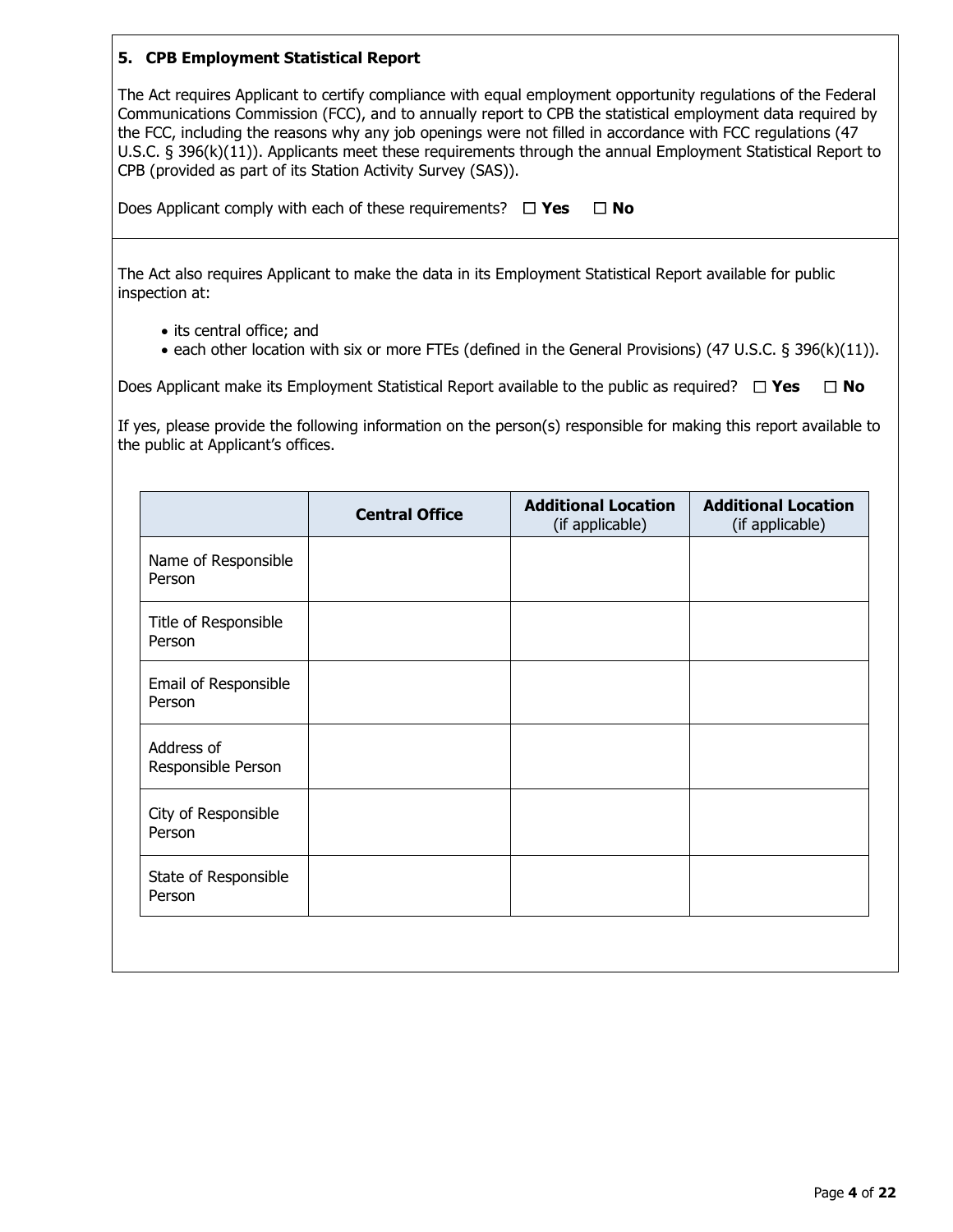### 5. CPB Employment Statistical Report

The Act requires Applicant to certify compliance with equal employment opportunity regulations of the Federal Communications Commission (FCC), and to annually report to CPB the statistical employment data required by the FCC, including the reasons why any job openings were not filled in accordance with FCC regulations (47 U.S.C. § 396(k)(11)). Applicants meet these requirements through the annual Employment Statistical Report to CPB (provided as part of its Station Activity Survey (SAS)).

Does Applicant comply with each of these requirements? ☐ **Yes** ☐ **No**

The Act also requires Applicant to make the data in its Employment Statistical Report available for public inspection at:

- its central office; and
- each other location with six or more FTEs (defined in the General Provisions) (47 U.S.C. § 396(k)(11)).

Does Applicant make its Employment Statistical Report available to the public as required? ☐ **Yes** ☐ **No**

If yes, please provide the following information on the person(s) responsible for making this report available to the public at Applicant's offices.

| | **Central Office** | **Additional Location** (if applicable) | **Additional Location** (if applicable) |
|---|---|---|---|
| Name of Responsible Person | | | |
| Title of Responsible Person | | | |
| Email of Responsible Person | | | |
| Address of Responsible Person | | | |
| City of Responsible Person | | | |
| State of Responsible Person | | | |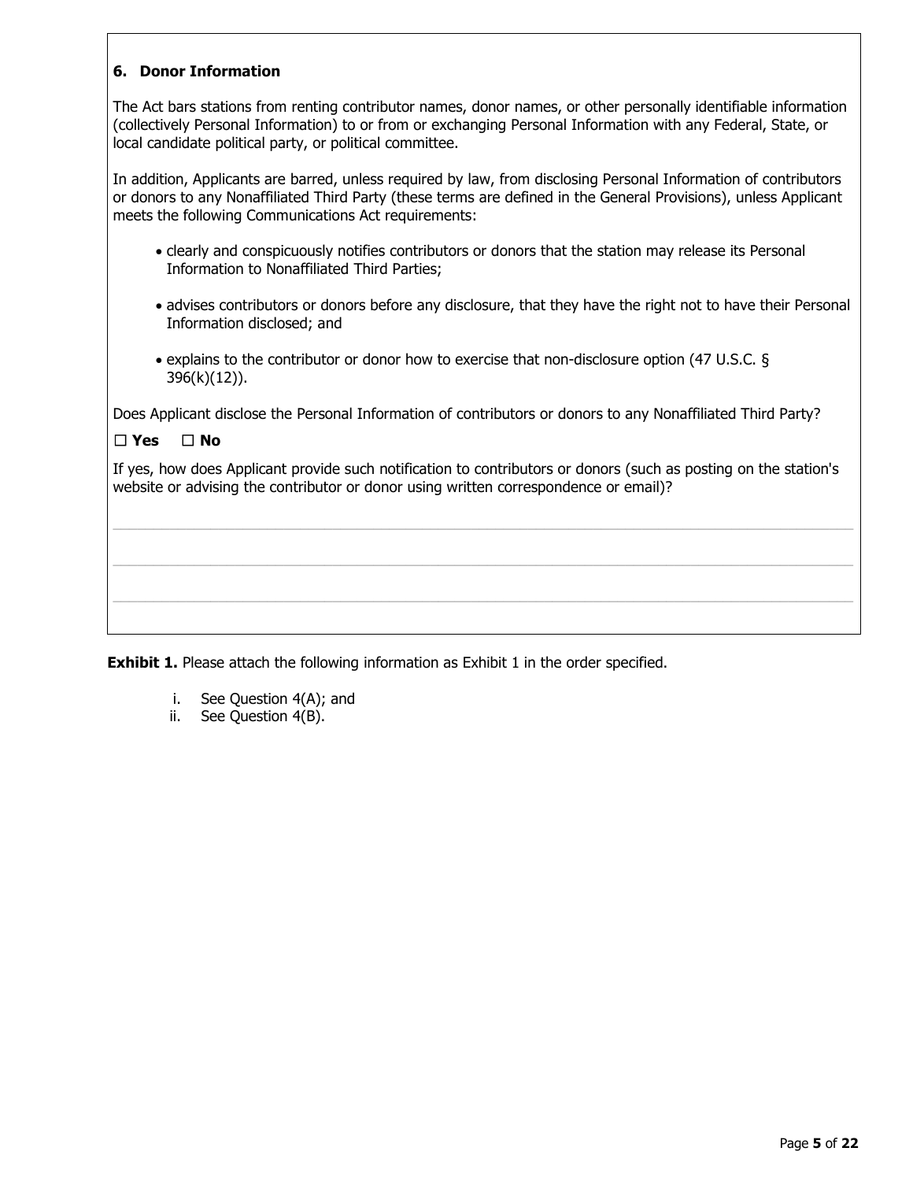### 6. Donor Information

The Act bars stations from renting contributor names, donor names, or other personally identifiable information (collectively Personal Information) to or from or exchanging Personal Information with any Federal, State, or local candidate political party, or political committee.

In addition, Applicants are barred, unless required by law, from disclosing Personal Information of contributors or donors to any Nonaffiliated Third Party (these terms are defined in the General Provisions), unless Applicant meets the following Communications Act requirements:

- clearly and conspicuously notifies contributors or donors that the station may release its Personal Information to Nonaffiliated Third Parties;
- advises contributors or donors before any disclosure, that they have the right not to have their Personal Information disclosed; and
- explains to the contributor or donor how to exercise that non-disclosure option (47 U.S.C. § 396(k)(12)).

Does Applicant disclose the Personal Information of contributors or donors to any Nonaffiliated Third Party?

☐ **Yes** ☐ **No**

If yes, how does Applicant provide such notification to contributors or donors (such as posting on the station's website or advising the contributor or donor using written correspondence or email)?

---

---

---

**Exhibit 1.** Please attach the following information as Exhibit 1 in the order specified.

i. See Question 4(A); and
ii. See Question 4(B).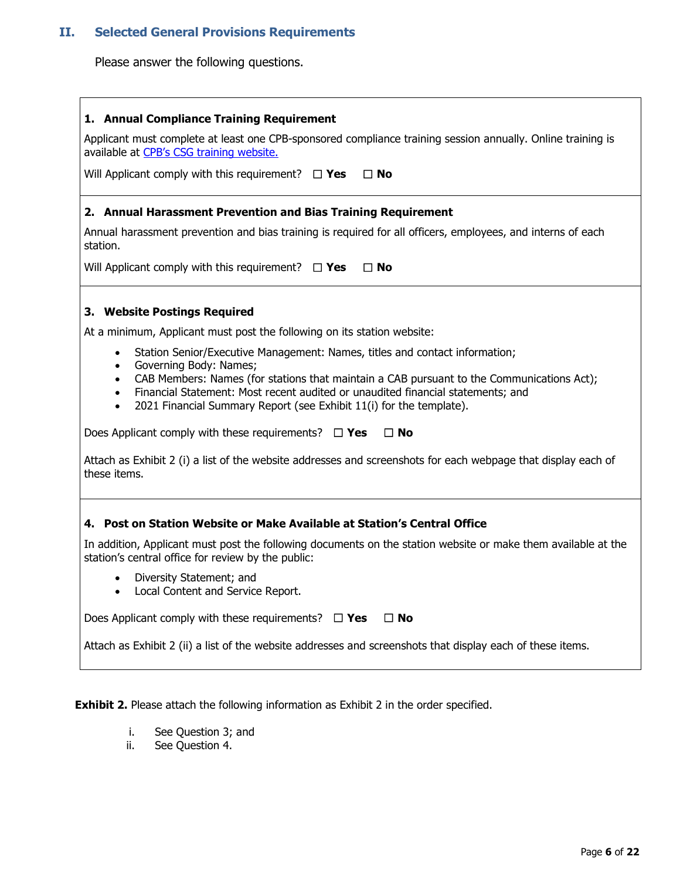## II. Selected General Provisions Requirements

Please answer the following questions.

### 1. Annual Compliance Training Requirement

Applicant must complete at least one CPB-sponsored compliance training session annually. Online training is available at [CPB's CSG training website.]

Will Applicant comply with this requirement? ☐ **Yes** ☐ **No**

### 2. Annual Harassment Prevention and Bias Training Requirement

Annual harassment prevention and bias training is required for all officers, employees, and interns of each station.

Will Applicant comply with this requirement? ☐ **Yes** ☐ **No**

### 3. Website Postings Required

At a minimum, Applicant must post the following on its station website:

- Station Senior/Executive Management: Names, titles and contact information;
- Governing Body: Names;
- CAB Members: Names (for stations that maintain a CAB pursuant to the Communications Act);
- Financial Statement: Most recent audited or unaudited financial statements; and
- 2021 Financial Summary Report (see Exhibit 11(i) for the template).

Does Applicant comply with these requirements? ☐ **Yes** ☐ **No**

Attach as Exhibit 2 (i) a list of the website addresses and screenshots for each webpage that display each of these items.

### 4. Post on Station Website or Make Available at Station's Central Office

In addition, Applicant must post the following documents on the station website or make them available at the station's central office for review by the public:

- Diversity Statement; and
- Local Content and Service Report.

Does Applicant comply with these requirements? ☐ **Yes** ☐ **No**

Attach as Exhibit 2 (ii) a list of the website addresses and screenshots that display each of these items.

**Exhibit 2.** Please attach the following information as Exhibit 2 in the order specified.

i. See Question 3; and
ii. See Question 4.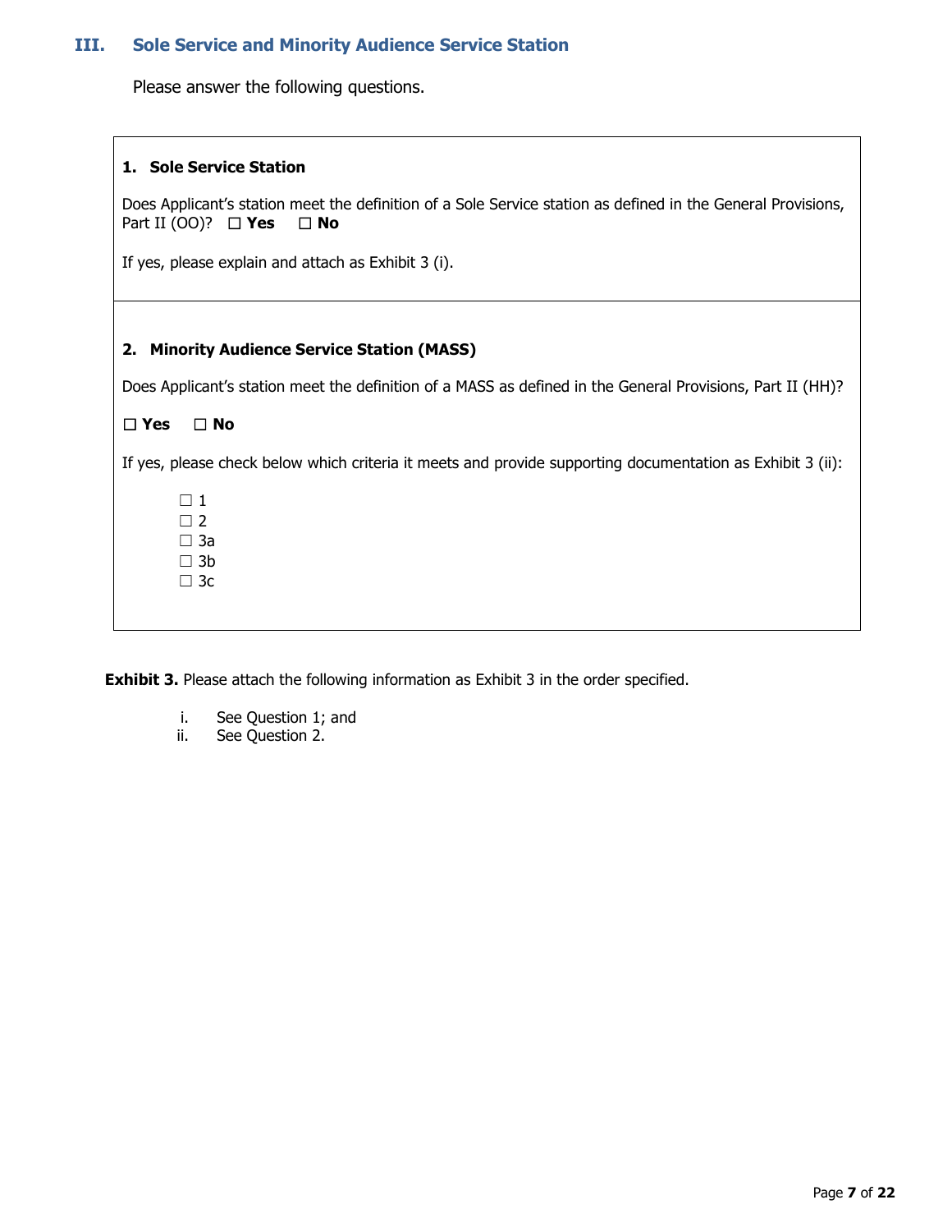## III. Sole Service and Minority Audience Service Station

Please answer the following questions.

**1. Sole Service Station**

Does Applicant's station meet the definition of a Sole Service station as defined in the General Provisions, Part II (OO)? ☐ **Yes** ☐ **No**

If yes, please explain and attach as Exhibit 3 (i).

**2. Minority Audience Service Station (MASS)**

Does Applicant's station meet the definition of a MASS as defined in the General Provisions, Part II (HH)?

☐ **Yes** ☐ **No**

If yes, please check below which criteria it meets and provide supporting documentation as Exhibit 3 (ii):

☐ 1
☐ 2
☐ 3a
☐ 3b
☐ 3c

**Exhibit 3.** Please attach the following information as Exhibit 3 in the order specified.

i. See Question 1; and
ii. See Question 2.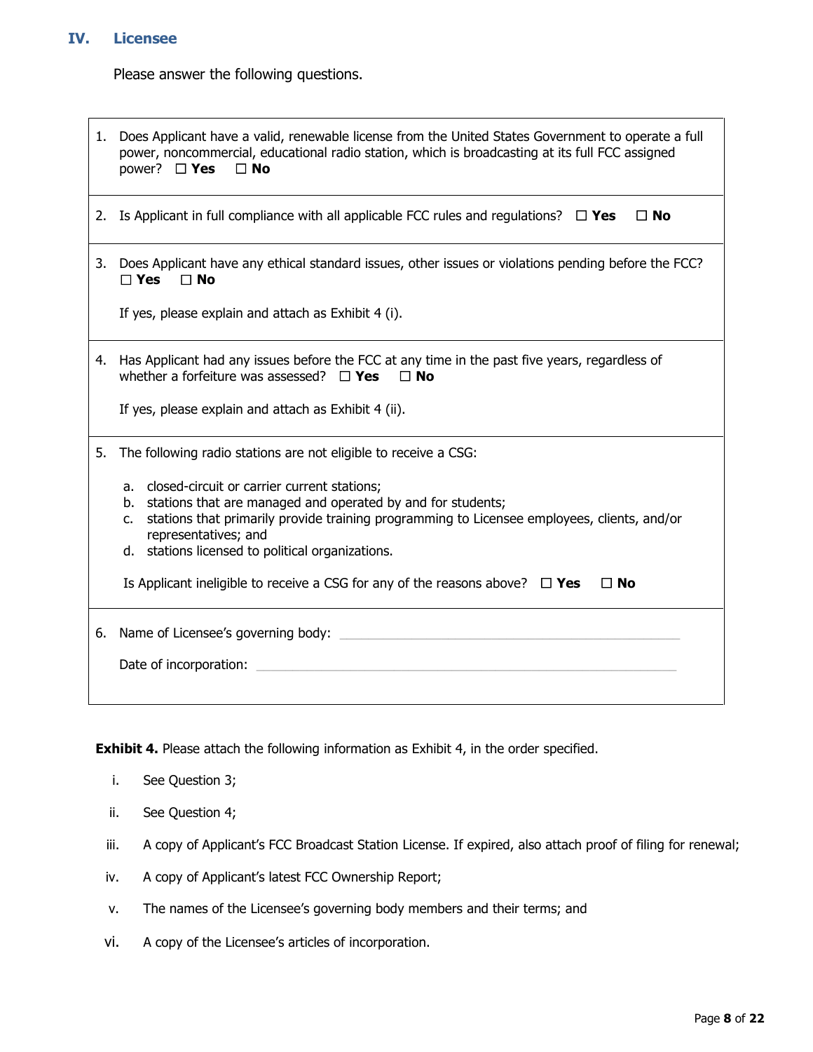## IV. Licensee

Please answer the following questions.

1. Does Applicant have a valid, renewable license from the United States Government to operate a full power, noncommercial, educational radio station, which is broadcasting at its full FCC assigned power? ☐ **Yes** ☐ **No**

2. Is Applicant in full compliance with all applicable FCC rules and regulations? ☐ **Yes** ☐ **No**

3. Does Applicant have any ethical standard issues, other issues or violations pending before the FCC? ☐ **Yes** ☐ **No**

   If yes, please explain and attach as Exhibit 4 (i).

4. Has Applicant had any issues before the FCC at any time in the past five years, regardless of whether a forfeiture was assessed? ☐ **Yes** ☐ **No**

   If yes, please explain and attach as Exhibit 4 (ii).

5. The following radio stations are not eligible to receive a CSG:

   a. closed-circuit or carrier current stations;
   b. stations that are managed and operated by and for students;
   c. stations that primarily provide training programming to Licensee employees, clients, and/or representatives; and
   d. stations licensed to political organizations.

   Is Applicant ineligible to receive a CSG for any of the reasons above? ☐ **Yes** ☐ **No**

6. Name of Licensee's governing body: \_\_\_\_\_\_\_\_\_\_\_\_\_\_\_\_\_\_\_\_\_\_\_\_\_\_\_\_\_\_

   Date of incorporation: \_\_\_\_\_\_\_\_\_\_\_\_\_\_\_\_\_\_\_\_\_\_\_\_\_\_\_\_\_\_

**Exhibit 4.** Please attach the following information as Exhibit 4, in the order specified.

i. See Question 3;

ii. See Question 4;

iii. A copy of Applicant's FCC Broadcast Station License. If expired, also attach proof of filing for renewal;

iv. A copy of Applicant's latest FCC Ownership Report;

v. The names of the Licensee's governing body members and their terms; and

vi. A copy of the Licensee's articles of incorporation.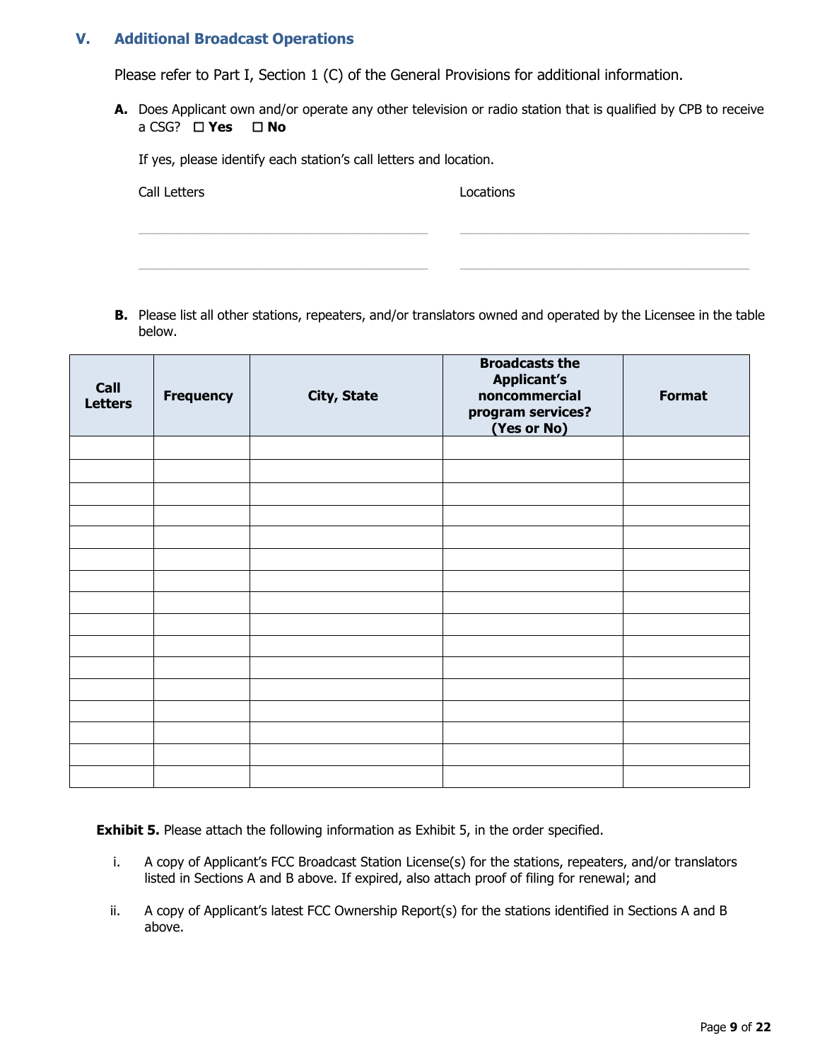## V. Additional Broadcast Operations

Please refer to Part I, Section 1 (C) of the General Provisions for additional information.

**A.** Does Applicant own and/or operate any other television or radio station that is qualified by CPB to receive a CSG? ☐ **Yes** ☐ **No**

If yes, please identify each station's call letters and location.

| Call Letters | Locations |
|---|---|
| | |
| | |

**B.** Please list all other stations, repeaters, and/or translators owned and operated by the Licensee in the table below.

| Call Letters | Frequency | City, State | Broadcasts the Applicant's noncommercial program services? (Yes or No) | Format |
|---|---|---|---|---|
| | | | | |
| | | | | |
| | | | | |
| | | | | |
| | | | | |
| | | | | |
| | | | | |
| | | | | |
| | | | | |
| | | | | |
| | | | | |
| | | | | |
| | | | | |
| | | | | |
| | | | | |
| | | | | |

**Exhibit 5.** Please attach the following information as Exhibit 5, in the order specified.

i. A copy of Applicant's FCC Broadcast Station License(s) for the stations, repeaters, and/or translators listed in Sections A and B above. If expired, also attach proof of filing for renewal; and

ii. A copy of Applicant's latest FCC Ownership Report(s) for the stations identified in Sections A and B above.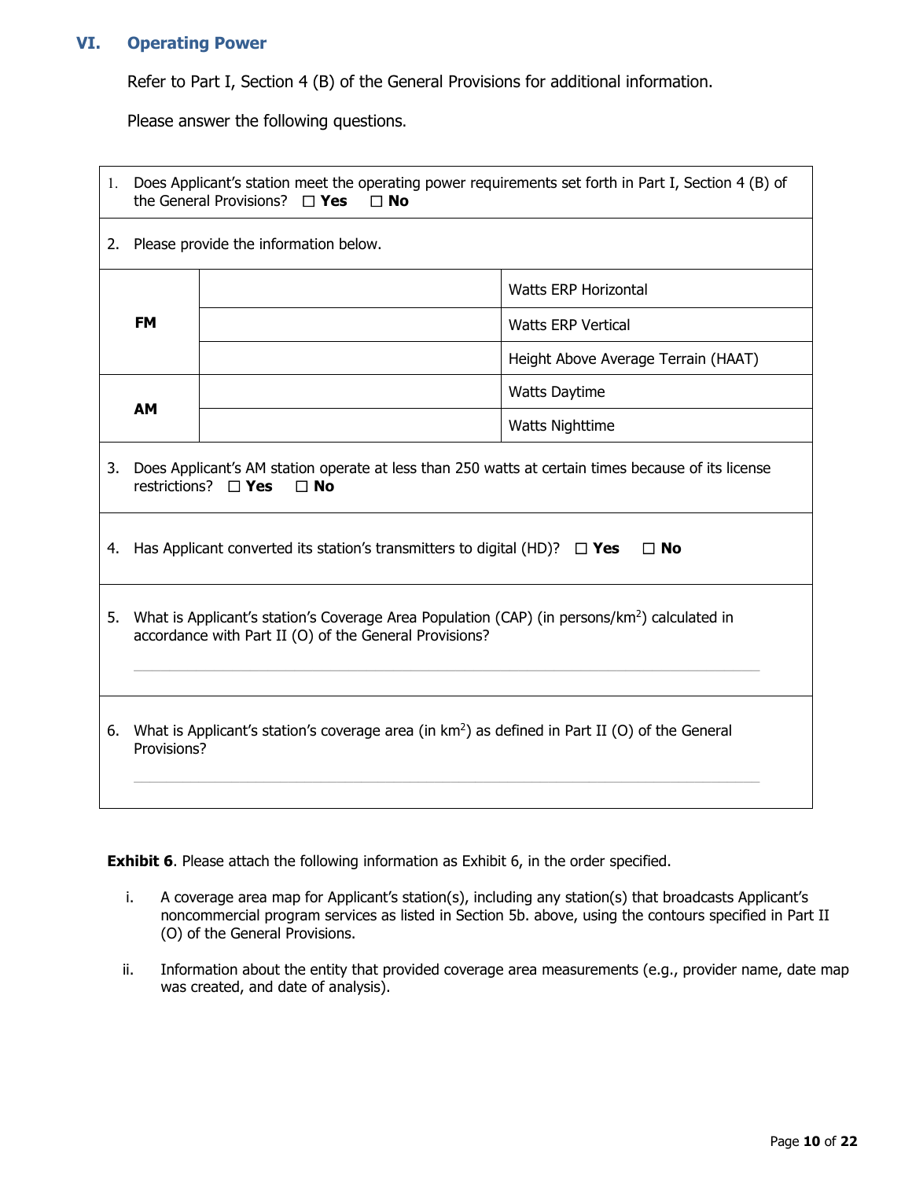## VI. Operating Power

Refer to Part I, Section 4 (B) of the General Provisions for additional information.

Please answer the following questions.

1. Does Applicant's station meet the operating power requirements set forth in Part I, Section 4 (B) of the General Provisions? ☐ **Yes** ☐ **No**

2. Please provide the information below.

| | | |
|---|---|---|
| **FM** | | Watts ERP Horizontal |
| | | Watts ERP Vertical |
| | | Height Above Average Terrain (HAAT) |
| **AM** | | Watts Daytime |
| | | Watts Nighttime |

3. Does Applicant's AM station operate at less than 250 watts at certain times because of its license restrictions? ☐ **Yes** ☐ **No**

4. Has Applicant converted its station's transmitters to digital (HD)? ☐ **Yes** ☐ **No**

5. What is Applicant's station's Coverage Area Population (CAP) (in persons/km$^2$) calculated in accordance with Part II (O) of the General Provisions?

______________________________________________

6. What is Applicant's station's coverage area (in km$^2$) as defined in Part II (O) of the General Provisions?

______________________________________________

**Exhibit 6**. Please attach the following information as Exhibit 6, in the order specified.

i. A coverage area map for Applicant's station(s), including any station(s) that broadcasts Applicant's noncommercial program services as listed in Section 5b. above, using the contours specified in Part II (O) of the General Provisions.

ii. Information about the entity that provided coverage area measurements (e.g., provider name, date map was created, and date of analysis).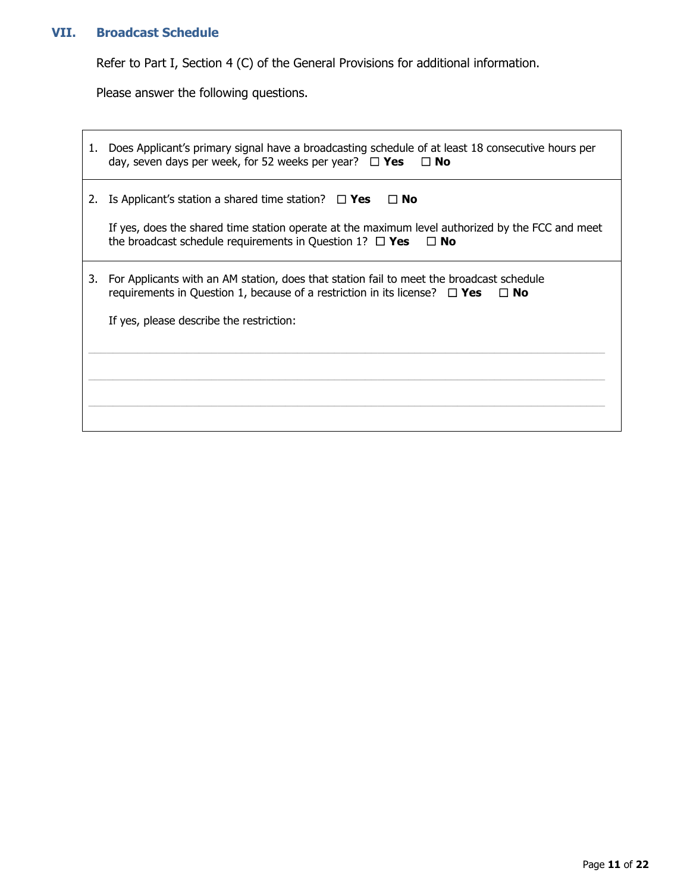## VII. Broadcast Schedule

Refer to Part I, Section 4 (C) of the General Provisions for additional information.

Please answer the following questions.

1. Does Applicant's primary signal have a broadcasting schedule of at least 18 consecutive hours per day, seven days per week, for 52 weeks per year? ☐ **Yes** ☐ **No**

2. Is Applicant's station a shared time station? ☐ **Yes** ☐ **No**

   If yes, does the shared time station operate at the maximum level authorized by the FCC and meet the broadcast schedule requirements in Question 1? ☐ **Yes** ☐ **No**

3. For Applicants with an AM station, does that station fail to meet the broadcast schedule requirements in Question 1, because of a restriction in its license? ☐ **Yes** ☐ **No**

   If yes, please describe the restriction:

   ______________________________________________________________________________

   ______________________________________________________________________________

   ______________________________________________________________________________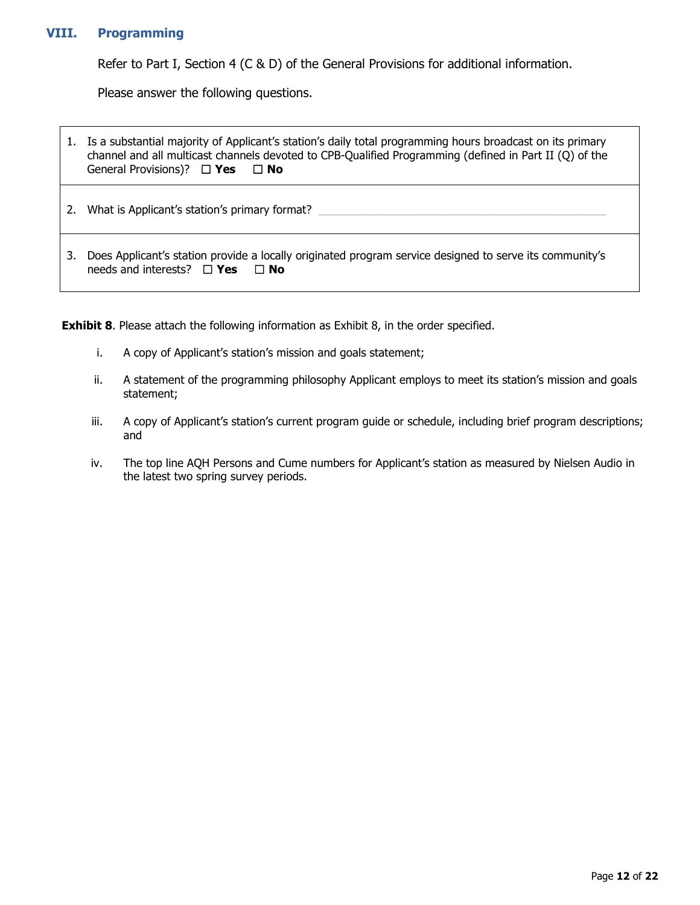## VIII. Programming

Refer to Part I, Section 4 (C & D) of the General Provisions for additional information.

Please answer the following questions.

1. Is a substantial majority of Applicant's station's daily total programming hours broadcast on its primary channel and all multicast channels devoted to CPB-Qualified Programming (defined in Part II (Q) of the General Provisions)? ☐ **Yes** ☐ **No**

2. What is Applicant's station's primary format? \_\_\_\_\_\_\_\_\_\_\_\_\_\_\_\_\_\_\_\_\_\_\_\_\_\_\_\_\_\_\_\_\_\_\_\_\_\_\_\_

3. Does Applicant's station provide a locally originated program service designed to serve its community's needs and interests? ☐ **Yes** ☐ **No**

**Exhibit 8**. Please attach the following information as Exhibit 8, in the order specified.

i. A copy of Applicant's station's mission and goals statement;

ii. A statement of the programming philosophy Applicant employs to meet its station's mission and goals statement;

iii. A copy of Applicant's station's current program guide or schedule, including brief program descriptions; and

iv. The top line AQH Persons and Cume numbers for Applicant's station as measured by Nielsen Audio in the latest two spring survey periods.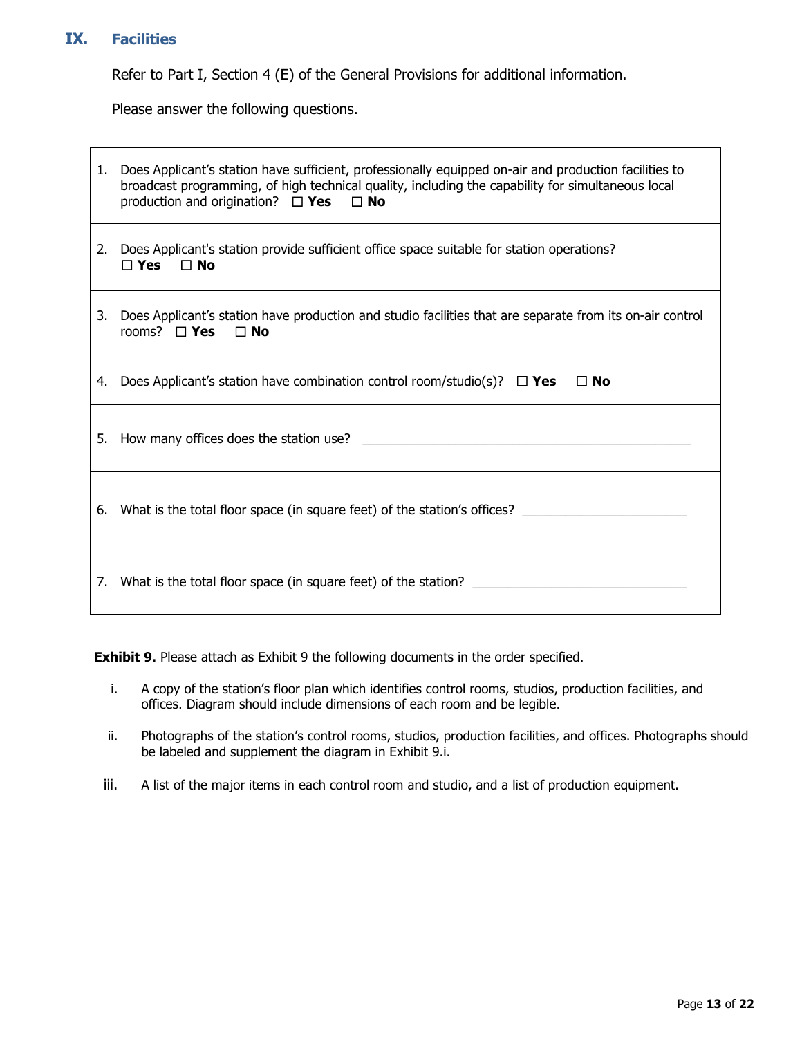## IX. Facilities

Refer to Part I, Section 4 (E) of the General Provisions for additional information.

Please answer the following questions.

| |
|---|
| 1. Does Applicant's station have sufficient, professionally equipped on-air and production facilities to broadcast programming, of high technical quality, including the capability for simultaneous local production and origination? ☐ **Yes** ☐ **No** |
| 2. Does Applicant's station provide sufficient office space suitable for station operations? ☐ **Yes** ☐ **No** |
| 3. Does Applicant's station have production and studio facilities that are separate from its on-air control rooms? ☐ **Yes** ☐ **No** |
| 4. Does Applicant's station have combination control room/studio(s)? ☐ **Yes** ☐ **No** |
| 5. How many offices does the station use? ______________________ |
| 6. What is the total floor space (in square feet) of the station's offices? ______________________ |
| 7. What is the total floor space (in square feet) of the station? ______________________ |

**Exhibit 9.** Please attach as Exhibit 9 the following documents in the order specified.

i. A copy of the station's floor plan which identifies control rooms, studios, production facilities, and offices. Diagram should include dimensions of each room and be legible.

ii. Photographs of the station's control rooms, studios, production facilities, and offices. Photographs should be labeled and supplement the diagram in Exhibit 9.i.

iii. A list of the major items in each control room and studio, and a list of production equipment.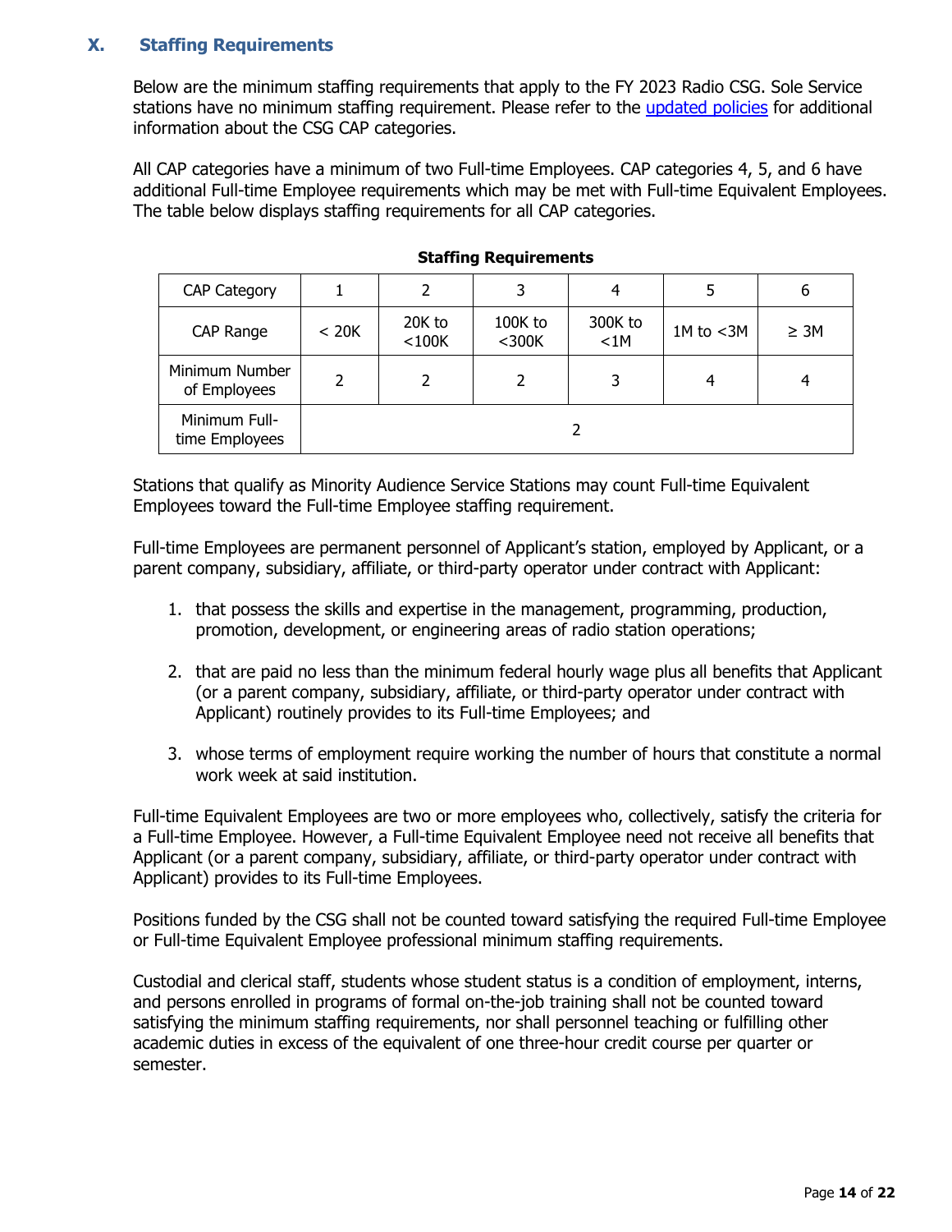## X. Staffing Requirements

Below are the minimum staffing requirements that apply to the FY 2023 Radio CSG. Sole Service stations have no minimum staffing requirement. Please refer to the updated policies for additional information about the CSG CAP categories.

All CAP categories have a minimum of two Full-time Employees. CAP categories 4, 5, and 6 have additional Full-time Employee requirements which may be met with Full-time Equivalent Employees. The table below displays staffing requirements for all CAP categories.

**Staffing Requirements**

| CAP Category | 1 | 2 | 3 | 4 | 5 | 6 |
|---|---|---|---|---|---|---|
| CAP Range | < 20K | 20K to <100K | 100K to <300K | 300K to <1M | 1M to <3M | ≥ 3M |
| Minimum Number of Employees | 2 | 2 | 2 | 3 | 4 | 4 |
| Minimum Full-time Employees | 2 | | | | | |

Stations that qualify as Minority Audience Service Stations may count Full-time Equivalent Employees toward the Full-time Employee staffing requirement.

Full-time Employees are permanent personnel of Applicant's station, employed by Applicant, or a parent company, subsidiary, affiliate, or third-party operator under contract with Applicant:

1. that possess the skills and expertise in the management, programming, production, promotion, development, or engineering areas of radio station operations;
2. that are paid no less than the minimum federal hourly wage plus all benefits that Applicant (or a parent company, subsidiary, affiliate, or third-party operator under contract with Applicant) routinely provides to its Full-time Employees; and
3. whose terms of employment require working the number of hours that constitute a normal work week at said institution.

Full-time Equivalent Employees are two or more employees who, collectively, satisfy the criteria for a Full-time Employee. However, a Full-time Equivalent Employee need not receive all benefits that Applicant (or a parent company, subsidiary, affiliate, or third-party operator under contract with Applicant) provides to its Full-time Employees.

Positions funded by the CSG shall not be counted toward satisfying the required Full-time Employee or Full-time Equivalent Employee professional minimum staffing requirements.

Custodial and clerical staff, students whose student status is a condition of employment, interns, and persons enrolled in programs of formal on-the-job training shall not be counted toward satisfying the minimum staffing requirements, nor shall personnel teaching or fulfilling other academic duties in excess of the equivalent of one three-hour credit course per quarter or semester.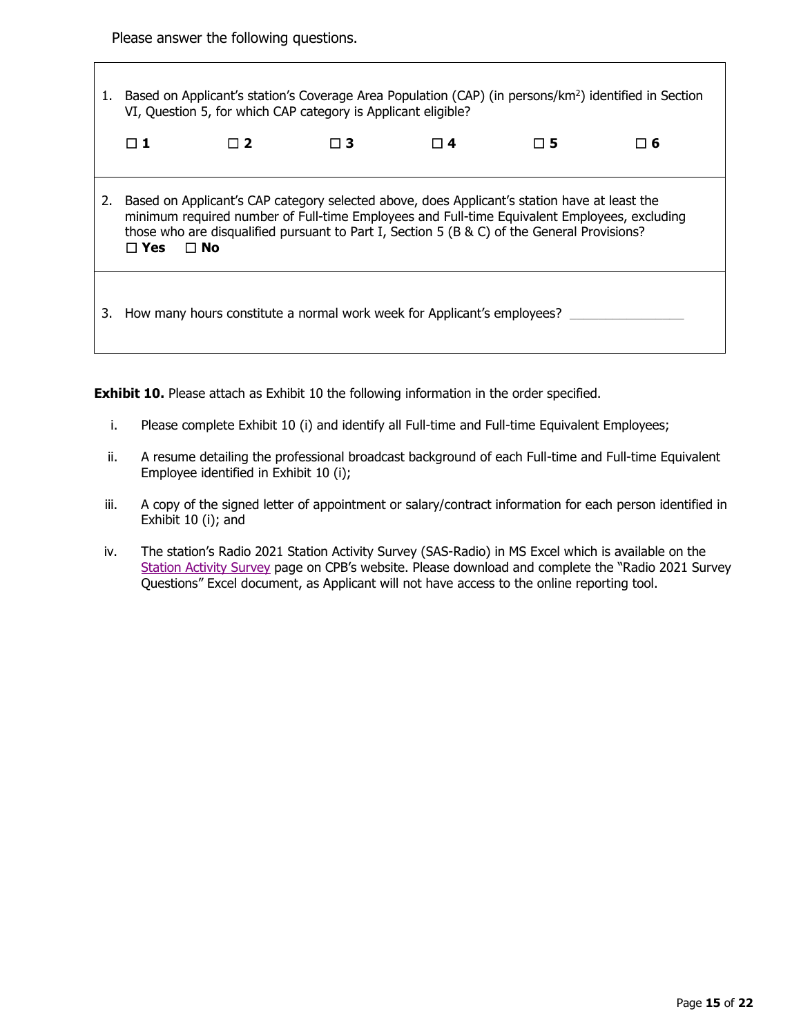Please answer the following questions.

1. Based on Applicant's station's Coverage Area Population (CAP) (in persons/km$^2$) identified in Section VI, Question 5, for which CAP category is Applicant eligible?

   ☐ **1** ☐ **2** ☐ **3** ☐ **4** ☐ **5** ☐ **6**

2. Based on Applicant's CAP category selected above, does Applicant's station have at least the minimum required number of Full-time Employees and Full-time Equivalent Employees, excluding those who are disqualified pursuant to Part I, Section 5 (B & C) of the General Provisions?

   ☐ **Yes** ☐ **No**

3. How many hours constitute a normal work week for Applicant's employees? ______________

**Exhibit 10.** Please attach as Exhibit 10 the following information in the order specified.

i. Please complete Exhibit 10 (i) and identify all Full-time and Full-time Equivalent Employees;

ii. A resume detailing the professional broadcast background of each Full-time and Full-time Equivalent Employee identified in Exhibit 10 (i);

iii. A copy of the signed letter of appointment or salary/contract information for each person identified in Exhibit 10 (i); and

iv. The station's Radio 2021 Station Activity Survey (SAS-Radio) in MS Excel which is available on the Station Activity Survey page on CPB's website. Please download and complete the "Radio 2021 Survey Questions" Excel document, as Applicant will not have access to the online reporting tool.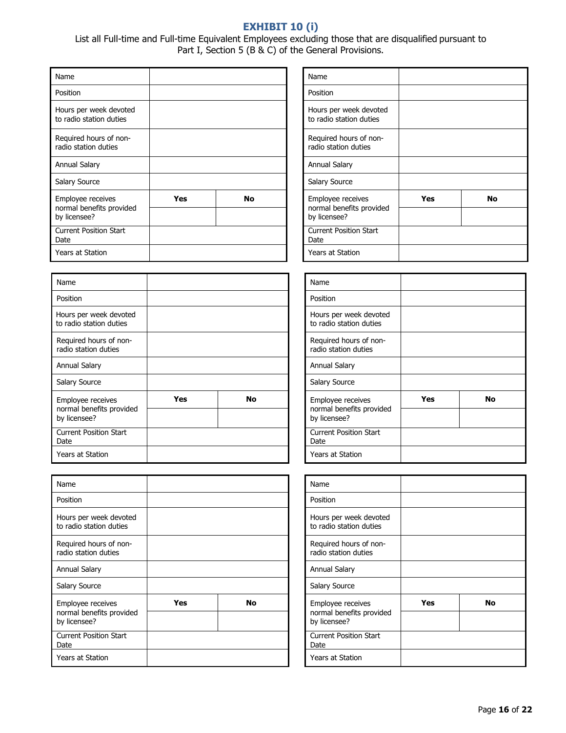# EXHIBIT 10 (i)

List all Full-time and Full-time Equivalent Employees excluding those that are disqualified pursuant to Part I, Section 5 (B & C) of the General Provisions.

| Name | | |
|---|---|---|
| Position | | |
| Hours per week devoted to radio station duties | | |
| Required hours of non-radio station duties | | |
| Annual Salary | | |
| Salary Source | | |
| Employee receives normal benefits provided by licensee? | **Yes** | **No** |
| | | |
| Current Position Start Date | | |
| Years at Station | | |

| Name | | |
|---|---|---|
| Position | | |
| Hours per week devoted to radio station duties | | |
| Required hours of non-radio station duties | | |
| Annual Salary | | |
| Salary Source | | |
| Employee receives normal benefits provided by licensee? | **Yes** | **No** |
| | | |
| Current Position Start Date | | |
| Years at Station | | |

| Name | | |
|---|---|---|
| Position | | |
| Hours per week devoted to radio station duties | | |
| Required hours of non-radio station duties | | |
| Annual Salary | | |
| Salary Source | | |
| Employee receives normal benefits provided by licensee? | **Yes** | **No** |
| | | |
| Current Position Start Date | | |
| Years at Station | | |

| Name | | |
|---|---|---|
| Position | | |
| Hours per week devoted to radio station duties | | |
| Required hours of non-radio station duties | | |
| Annual Salary | | |
| Salary Source | | |
| Employee receives normal benefits provided by licensee? | **Yes** | **No** |
| | | |
| Current Position Start Date | | |
| Years at Station | | |

| Name | | |
|---|---|---|
| Position | | |
| Hours per week devoted to radio station duties | | |
| Required hours of non-radio station duties | | |
| Annual Salary | | |
| Salary Source | | |
| Employee receives normal benefits provided by licensee? | **Yes** | **No** |
| | | |
| Current Position Start Date | | |
| Years at Station | | |

| Name | | |
|---|---|---|
| Position | | |
| Hours per week devoted to radio station duties | | |
| Required hours of non-radio station duties | | |
| Annual Salary | | |
| Salary Source | | |
| Employee receives normal benefits provided by licensee? | **Yes** | **No** |
| | | |
| Current Position Start Date | | |
| Years at Station | | |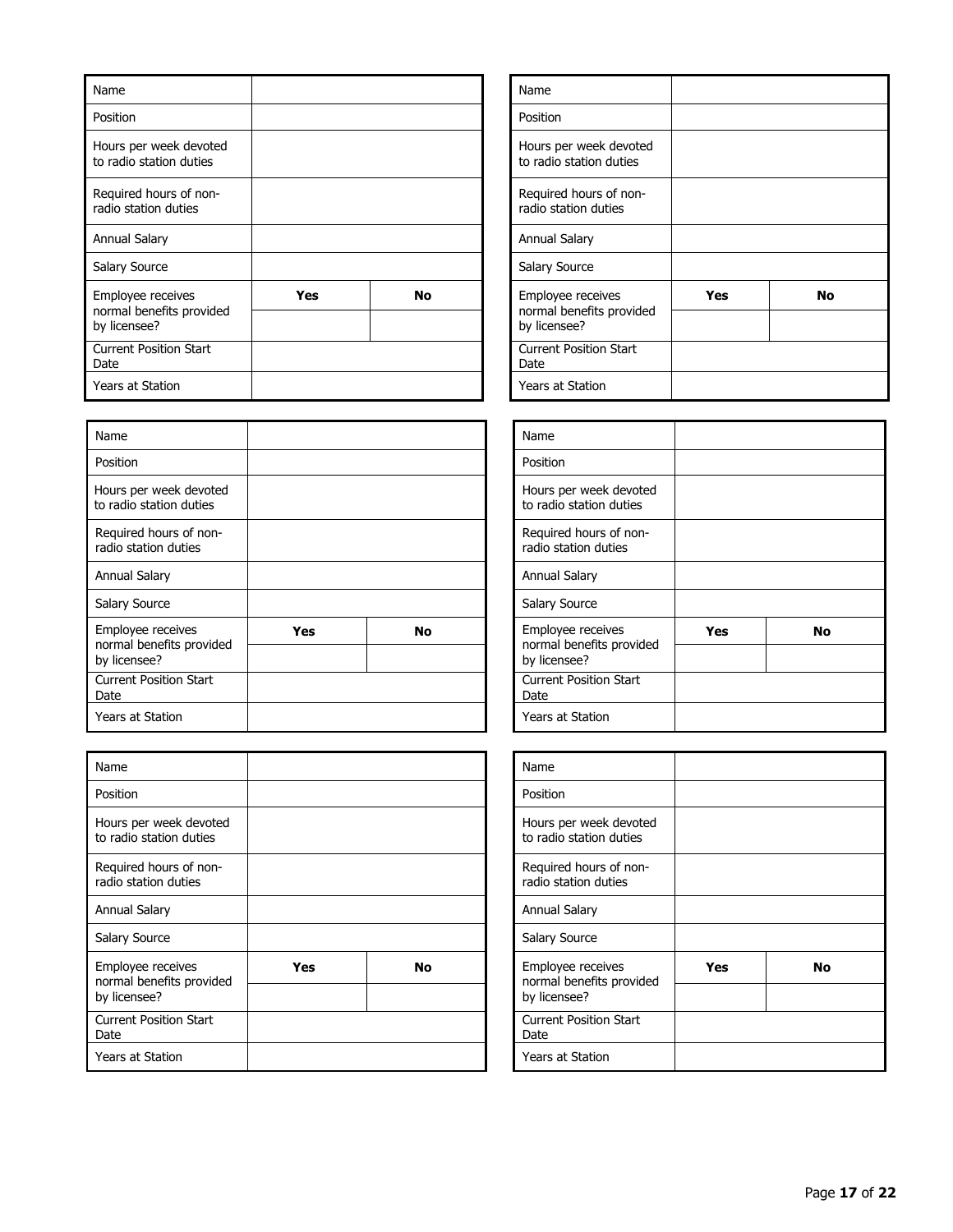| Name | | |
|---|---|---|
| Position | | |
| Hours per week devoted to radio station duties | | |
| Required hours of non-radio station duties | | |
| Annual Salary | | |
| Salary Source | | |
| Employee receives normal benefits provided by licensee? | **Yes** | **No** |
| | | |
| Current Position Start Date | | |
| Years at Station | | |

| Name | | |
|---|---|---|
| Position | | |
| Hours per week devoted to radio station duties | | |
| Required hours of non-radio station duties | | |
| Annual Salary | | |
| Salary Source | | |
| Employee receives normal benefits provided by licensee? | **Yes** | **No** |
| | | |
| Current Position Start Date | | |
| Years at Station | | |

| Name | | |
|---|---|---|
| Position | | |
| Hours per week devoted to radio station duties | | |
| Required hours of non-radio station duties | | |
| Annual Salary | | |
| Salary Source | | |
| Employee receives normal benefits provided by licensee? | **Yes** | **No** |
| | | |
| Current Position Start Date | | |
| Years at Station | | |

| Name | | |
|---|---|---|
| Position | | |
| Hours per week devoted to radio station duties | | |
| Required hours of non-radio station duties | | |
| Annual Salary | | |
| Salary Source | | |
| Employee receives normal benefits provided by licensee? | **Yes** | **No** |
| | | |
| Current Position Start Date | | |
| Years at Station | | |

| Name | | |
|---|---|---|
| Position | | |
| Hours per week devoted to radio station duties | | |
| Required hours of non-radio station duties | | |
| Annual Salary | | |
| Salary Source | | |
| Employee receives normal benefits provided by licensee? | **Yes** | **No** |
| | | |
| Current Position Start Date | | |
| Years at Station | | |

| Name | | |
|---|---|---|
| Position | | |
| Hours per week devoted to radio station duties | | |
| Required hours of non-radio station duties | | |
| Annual Salary | | |
| Salary Source | | |
| Employee receives normal benefits provided by licensee? | **Yes** | **No** |
| | | |
| Current Position Start Date | | |
| Years at Station | | |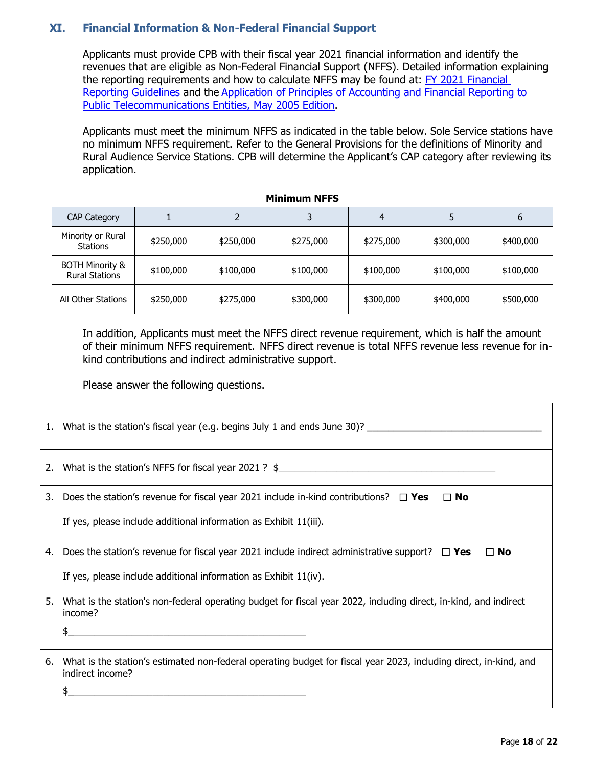## XI. Financial Information & Non-Federal Financial Support

Applicants must provide CPB with their fiscal year 2021 financial information and identify the revenues that are eligible as Non-Federal Financial Support (NFFS). Detailed information explaining the reporting requirements and how to calculate NFFS may be found at: [FY 2021 Financial Reporting Guidelines]() and the [Application of Principles of Accounting and Financial Reporting to Public Telecommunications Entities, May 2005 Edition]().

Applicants must meet the minimum NFFS as indicated in the table below. Sole Service stations have no minimum NFFS requirement. Refer to the General Provisions for the definitions of Minority and Rural Audience Service Stations. CPB will determine the Applicant's CAP category after reviewing its application.

**Minimum NFFS**

| CAP Category | 1 | 2 | 3 | 4 | 5 | 6 |
|---|---|---|---|---|---|---|
| Minority or Rural Stations | $250,000 | $250,000 | $275,000 | $275,000 | $300,000 | $400,000 |
| BOTH Minority & Rural Stations | $100,000 | $100,000 | $100,000 | $100,000 | $100,000 | $100,000 |
| All Other Stations | $250,000 | $275,000 | $300,000 | $300,000 | $400,000 | $500,000 |

In addition, Applicants must meet the NFFS direct revenue requirement, which is half the amount of their minimum NFFS requirement. NFFS direct revenue is total NFFS revenue less revenue for in-kind contributions and indirect administrative support.

Please answer the following questions.

1. What is the station's fiscal year (e.g. begins July 1 and ends June 30)? ______________________

2. What is the station's NFFS for fiscal year 2021 ? $______________________

3. Does the station's revenue for fiscal year 2021 include in-kind contributions? ☐ **Yes** ☐ **No**

   If yes, please include additional information as Exhibit 11(iii).

4. Does the station's revenue for fiscal year 2021 include indirect administrative support? ☐ **Yes** ☐ **No**

   If yes, please include additional information as Exhibit 11(iv).

5. What is the station's non-federal operating budget for fiscal year 2022, including direct, in-kind, and indirect income?

   $______________________

6. What is the station's estimated non-federal operating budget for fiscal year 2023, including direct, in-kind, and indirect income?

   $______________________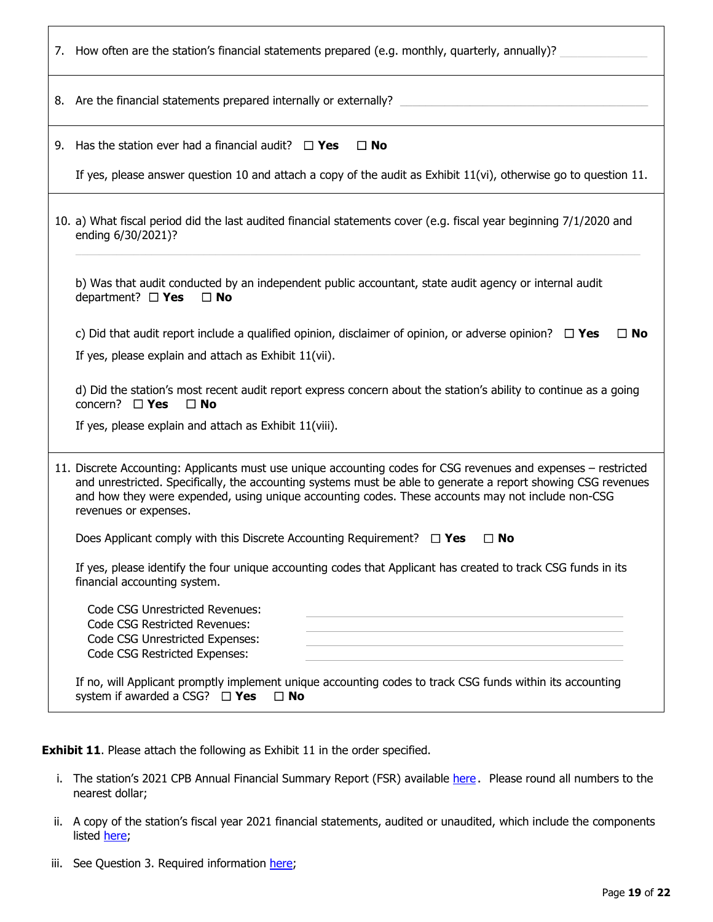7. How often are the station's financial statements prepared (e.g. monthly, quarterly, annually)? ______________

8. Are the financial statements prepared internally or externally? ________________________________________

9. Has the station ever had a financial audit? ☐ **Yes** ☐ **No**

   If yes, please answer question 10 and attach a copy of the audit as Exhibit 11(vi), otherwise go to question 11.

10. a) What fiscal period did the last audited financial statements cover (e.g. fiscal year beginning 7/1/2020 and ending 6/30/2021)?

    ________________________________________________________________________________

    b) Was that audit conducted by an independent public accountant, state audit agency or internal audit department? ☐ **Yes** ☐ **No**

    c) Did that audit report include a qualified opinion, disclaimer of opinion, or adverse opinion? ☐ **Yes** ☐ **No**

    If yes, please explain and attach as Exhibit 11(vii).

    d) Did the station's most recent audit report express concern about the station's ability to continue as a going concern? ☐ **Yes** ☐ **No**

    If yes, please explain and attach as Exhibit 11(viii).

11. Discrete Accounting: Applicants must use unique accounting codes for CSG revenues and expenses – restricted and unrestricted. Specifically, the accounting systems must be able to generate a report showing CSG revenues and how they were expended, using unique accounting codes. These accounts may not include non-CSG revenues or expenses.

    Does Applicant comply with this Discrete Accounting Requirement? ☐ **Yes** ☐ **No**

    If yes, please identify the four unique accounting codes that Applicant has created to track CSG funds in its financial accounting system.

    Code CSG Unrestricted Revenues: ________________________________
    Code CSG Restricted Revenues: ________________________________
    Code CSG Unrestricted Expenses: ________________________________
    Code CSG Restricted Expenses: ________________________________

    If no, will Applicant promptly implement unique accounting codes to track CSG funds within its accounting system if awarded a CSG? ☐ **Yes** ☐ **No**

**Exhibit 11**. Please attach the following as Exhibit 11 in the order specified.

i. The station's 2021 CPB Annual Financial Summary Report (FSR) available here. Please round all numbers to the nearest dollar;

ii. A copy of the station's fiscal year 2021 financial statements, audited or unaudited, which include the components listed here;

iii. See Question 3. Required information here;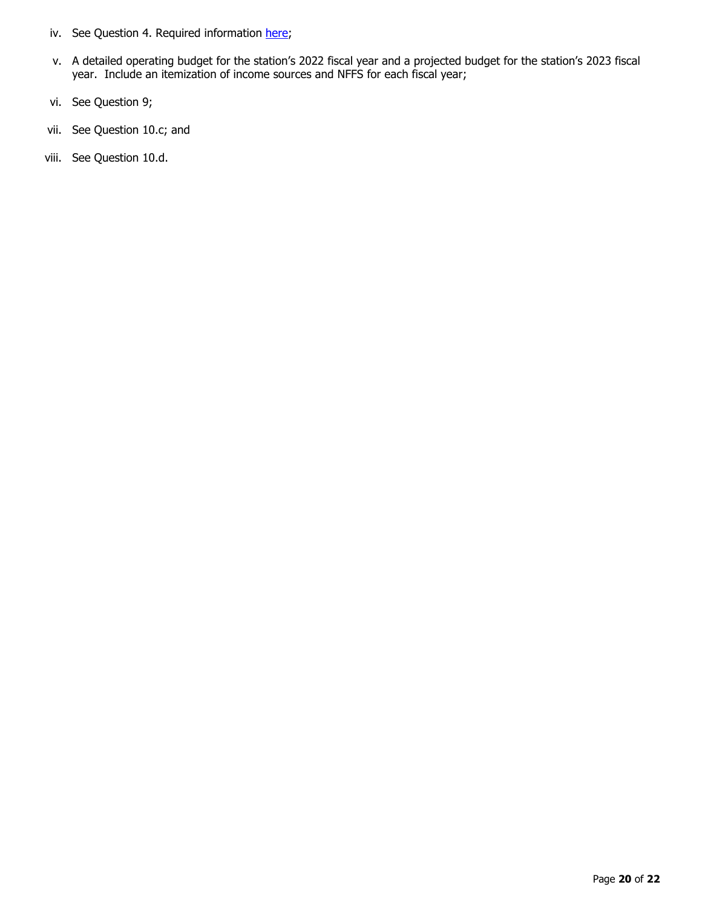iv. See Question 4. Required information here;

v. A detailed operating budget for the station's 2022 fiscal year and a projected budget for the station's 2023 fiscal year. Include an itemization of income sources and NFFS for each fiscal year;

vi. See Question 9;

vii. See Question 10.c; and

viii. See Question 10.d.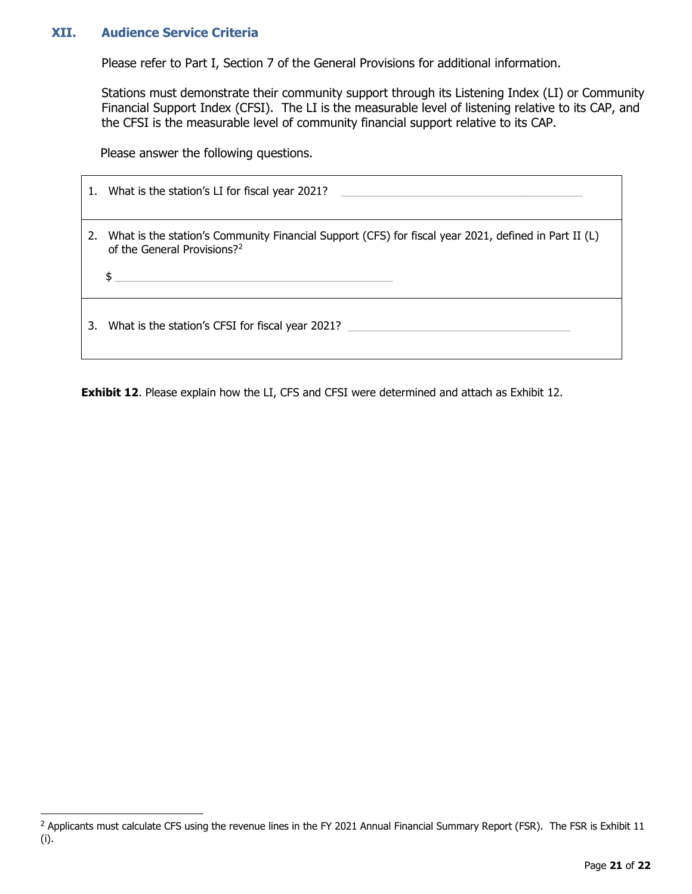## XII. Audience Service Criteria

Please refer to Part I, Section 7 of the General Provisions for additional information.

Stations must demonstrate their community support through its Listening Index (LI) or Community Financial Support Index (CFSI). The LI is the measurable level of listening relative to its CAP, and the CFSI is the measurable level of community financial support relative to its CAP.

Please answer the following questions.

| |
|---|
| 1. What is the station's LI for fiscal year 2021? \_\_\_\_\_\_\_\_\_\_\_\_\_\_\_\_\_\_\_\_\_\_\_\_\_\_\_\_\_\_\_\_\_\_\_\_\_\_\_\_ |
| 2. What is the station's Community Financial Support (CFS) for fiscal year 2021, defined in Part II (L) of the General Provisions?[2]<br><br>$ \_\_\_\_\_\_\_\_\_\_\_\_\_\_\_\_\_\_\_\_\_\_\_\_\_\_\_\_\_\_\_\_\_\_\_\_\_\_\_\_\_\_\_\_\_\_ |
| 3. What is the station's CFSI for fiscal year 2021? \_\_\_\_\_\_\_\_\_\_\_\_\_\_\_\_\_\_\_\_\_\_\_\_\_\_\_\_\_\_\_\_\_\_\_\_\_\_ |

**Exhibit 12**. Please explain how the LI, CFS and CFSI were determined and attach as Exhibit 12.

---

[2] Applicants must calculate CFS using the revenue lines in the FY 2021 Annual Financial Summary Report (FSR). The FSR is Exhibit 11 (i).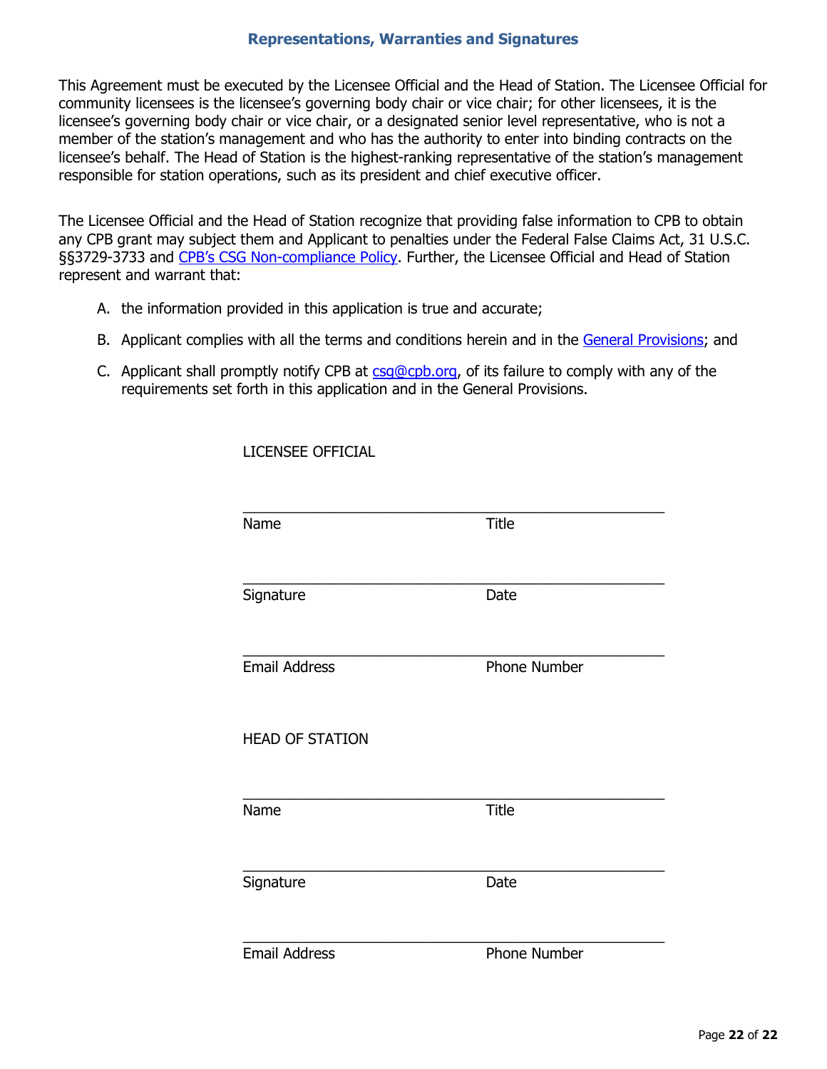## Representations, Warranties and Signatures

This Agreement must be executed by the Licensee Official and the Head of Station. The Licensee Official for community licensees is the licensee's governing body chair or vice chair; for other licensees, it is the licensee's governing body chair or vice chair, or a designated senior level representative, who is not a member of the station's management and who has the authority to enter into binding contracts on the licensee's behalf. The Head of Station is the highest-ranking representative of the station's management responsible for station operations, such as its president and chief executive officer.

The Licensee Official and the Head of Station recognize that providing false information to CPB to obtain any CPB grant may subject them and Applicant to penalties under the Federal False Claims Act, 31 U.S.C. §§3729-3733 and CPB's CSG Non-compliance Policy. Further, the Licensee Official and Head of Station represent and warrant that:

A. the information provided in this application is true and accurate;

B. Applicant complies with all the terms and conditions herein and in the General Provisions; and

C. Applicant shall promptly notify CPB at csg@cpb.org, of its failure to comply with any of the requirements set forth in this application and in the General Provisions.

LICENSEE OFFICIAL

\_\_\_\_\_\_\_\_\_\_\_\_\_\_\_\_\_\_\_\_\_\_\_\_\_\_\_\_\_\_\_\_\_\_\_\_\_\_\_\_\_\_\_\_\_\_\_\_
Name                                    Title

\_\_\_\_\_\_\_\_\_\_\_\_\_\_\_\_\_\_\_\_\_\_\_\_\_\_\_\_\_\_\_\_\_\_\_\_\_\_\_\_\_\_\_\_\_\_\_\_
Signature                               Date

\_\_\_\_\_\_\_\_\_\_\_\_\_\_\_\_\_\_\_\_\_\_\_\_\_\_\_\_\_\_\_\_\_\_\_\_\_\_\_\_\_\_\_\_\_\_\_\_
Email Address                           Phone Number

HEAD OF STATION

\_\_\_\_\_\_\_\_\_\_\_\_\_\_\_\_\_\_\_\_\_\_\_\_\_\_\_\_\_\_\_\_\_\_\_\_\_\_\_\_\_\_\_\_\_\_\_\_
Name                                    Title

\_\_\_\_\_\_\_\_\_\_\_\_\_\_\_\_\_\_\_\_\_\_\_\_\_\_\_\_\_\_\_\_\_\_\_\_\_\_\_\_\_\_\_\_\_\_\_\_
Signature                               Date

\_\_\_\_\_\_\_\_\_\_\_\_\_\_\_\_\_\_\_\_\_\_\_\_\_\_\_\_\_\_\_\_\_\_\_\_\_\_\_\_\_\_\_\_\_\_\_\_
Email Address                           Phone Number